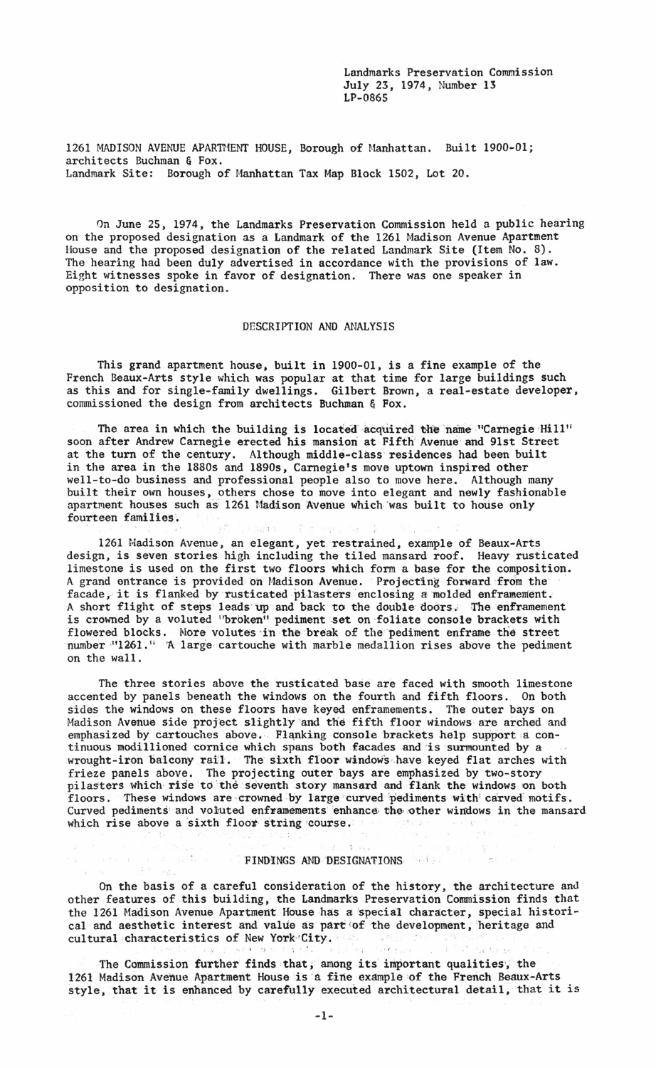Landmarks Preservation Commission
July 23, 1974, Number 13
LP-0865

1261 MADISON AVENUE APARTMENT HOUSE, Borough of Manhattan. Built 1900-01; architects Buchman & Fox.
Landmark Site: Borough of Manhattan Tax Map Block 1502, Lot 20.

On June 25, 1974, the Landmarks Preservation Commission held a public hearing on the proposed designation as a Landmark of the 1261 Madison Avenue Apartment House and the proposed designation of the related Landmark Site (Item No. 8). The hearing had been duly advertised in accordance with the provisions of law. Eight witnesses spoke in favor of designation. There was one speaker in opposition to designation.

## DESCRIPTION AND ANALYSIS

This grand apartment house, built in 1900-01, is a fine example of the French Beaux-Arts style which was popular at that time for large buildings such as this and for single-family dwellings. Gilbert Brown, a real-estate developer, commissioned the design from architects Buchman & Fox.

The area in which the building is located acquired the name "Carnegie Hill" soon after Andrew Carnegie erected his mansion at Fifth Avenue and 91st Street at the turn of the century. Although middle-class residences had been built in the area in the 1880s and 1890s, Carnegie's move uptown inspired other well-to-do business and professional people also to move here. Although many built their own houses, others chose to move into elegant and newly fashionable apartment houses such as 1261 Madison Avenue which was built to house only fourteen families.

1261 Madison Avenue, an elegant, yet restrained, example of Beaux-Arts design, is seven stories high including the tiled mansard roof. Heavy rusticated limestone is used on the first two floors which form a base for the composition. A grand entrance is provided on Madison Avenue. Projecting forward from the facade, it is flanked by rusticated pilasters enclosing a molded enframement. A short flight of steps leads up and back to the double doors. The enframement is crowned by a voluted "broken" pediment set on foliate console brackets with flowered blocks. More volutes in the break of the pediment enframe the street number "1261." A large cartouche with marble medallion rises above the pediment on the wall.

The three stories above the rusticated base are faced with smooth limestone accented by panels beneath the windows on the fourth and fifth floors. On both sides the windows on these floors have keyed enframements. The outer bays on Madison Avenue side project slightly and the fifth floor windows are arched and emphasized by cartouches above. Flanking console brackets help support a continuous modillioned cornice which spans both facades and is surmounted by a wrought-iron balcony rail. The sixth floor windows have keyed flat arches with frieze panels above. The projecting outer bays are emphasized by two-story pilasters which rise to the seventh story mansard and flank the windows on both floors. These windows are crowned by large curved pediments with carved motifs. Curved pediments and voluted enframements enhance the other windows in the mansard which rise above a sixth floor string course.

## FINDINGS AND DESIGNATIONS

On the basis of a careful consideration of the history, the architecture and other features of this building, the Landmarks Preservation Commission finds that the 1261 Madison Avenue Apartment House has a special character, special historical and aesthetic interest and value as part of the development, heritage and cultural characteristics of New York City.

The Commission further finds that, among its important qualities, the 1261 Madison Avenue Apartment House is a fine example of the French Beaux-Arts style, that it is enhanced by carefully executed architectural detail, that it is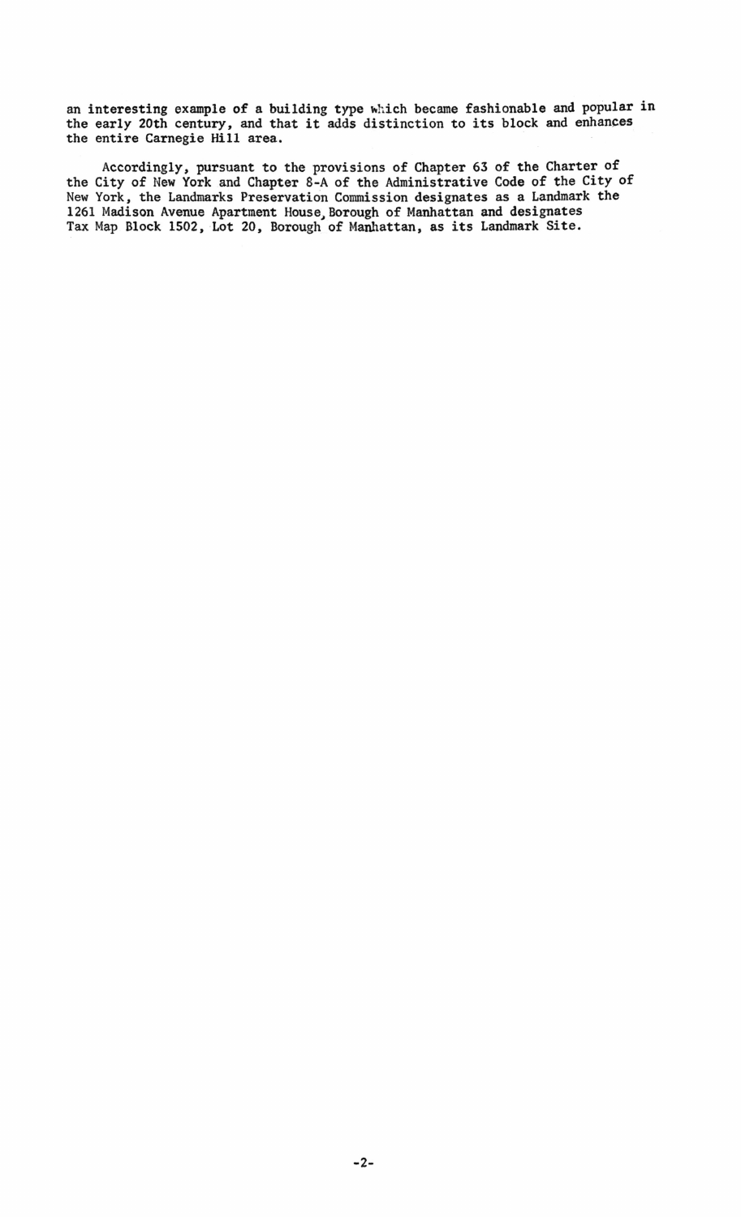an interesting example of a building type which became fashionable and popular in the early 20th century, and that it adds distinction to its block and enhances the entire Carnegie Hill area.

Accordingly, pursuant to the provisions of Chapter 63 of the Charter of the City of New York and Chapter 8-A of the Administrative Code of the City of New York, the Landmarks Preservation Commission designates as a Landmark the 1261 Madison Avenue Apartment House, Borough of Manhattan and designates Tax Map Block 1502, Lot 20, Borough of Manhattan, as its Landmark Site.